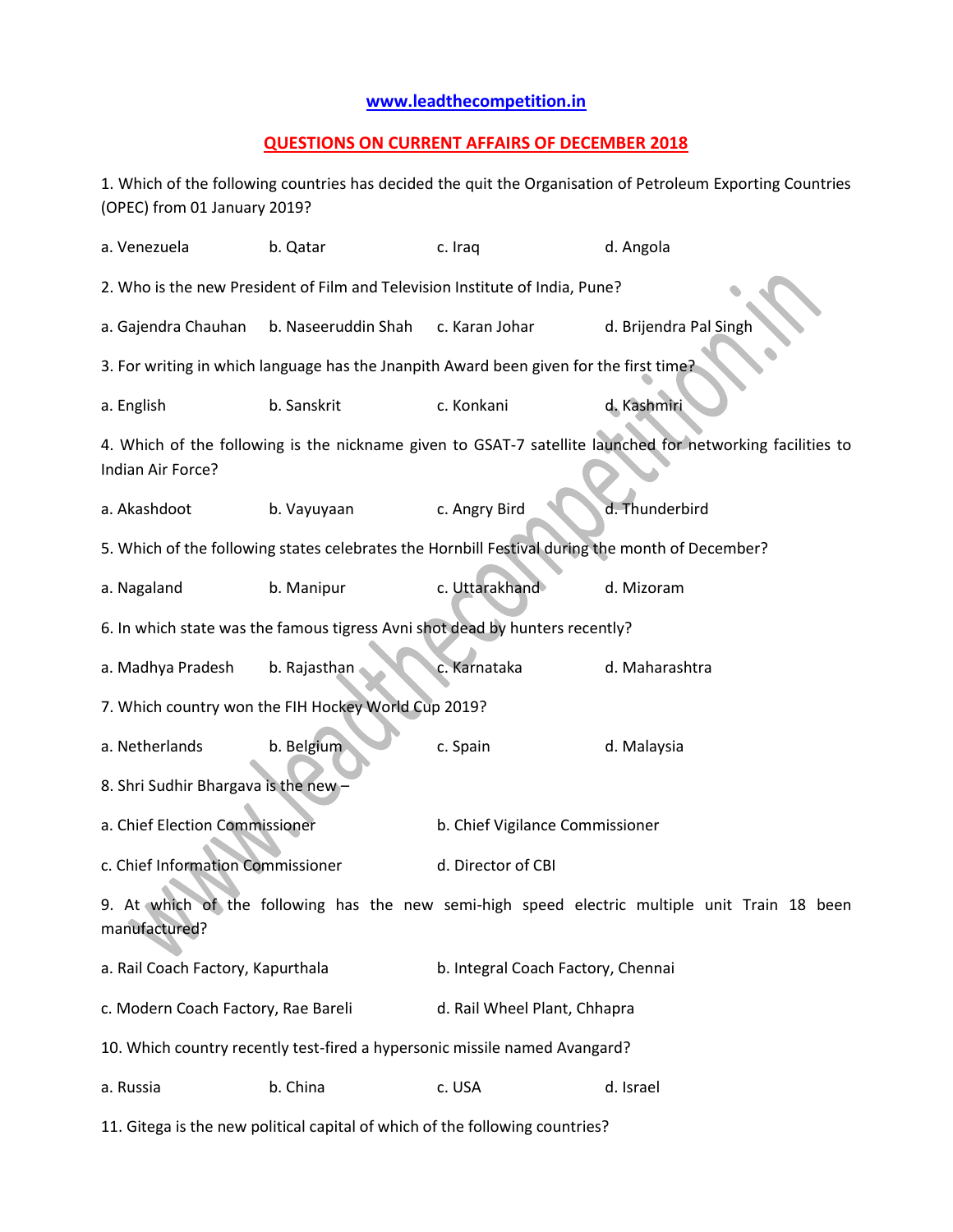**www.leadthecompetition.in**

## QUESTIONS ON CURRENT AFFAIRS OF DECEMBER 2018

1. Which of the following countries has decided the quit the Organisation of Petroleum Exporting Countries (OPEC) from 01 January 2019?

a. Venezuela b. Qatar c. Iraq d. Angola

2. Who is the new President of Film and Television Institute of India, Pune?

a. Gajendra Chauhan b. Naseeruddin Shah c. Karan Johar d. Brijendra Pal Singh

3. For writing in which language has the Jnanpith Award been given for the first time?

a. English b. Sanskrit c. Konkani d. Kashmiri

4. Which of the following is the nickname given to GSAT-7 satellite launched for networking facilities to Indian Air Force?

a. Akashdoot b. Vayuyaan c. Angry Bird d. Thunderbird

5. Which of the following states celebrates the Hornbill Festival during the month of December?

a. Nagaland b. Manipur c. Uttarakhand d. Mizoram

6. In which state was the famous tigress Avni shot dead by hunters recently?

a. Madhya Pradesh b. Rajasthan c. Karnataka d. Maharashtra

7. Which country won the FIH Hockey World Cup 2019?

a. Netherlands b. Belgium c. Spain d. Malaysia

8. Shri Sudhir Bhargava is the new –

a. Chief Election Commissioner b. Chief Vigilance Commissioner

c. Chief Information Commissioner d. Director of CBI

9. At which of the following has the new semi-high speed electric multiple unit Train 18 been manufactured?

a. Rail Coach Factory, Kapurthala b. Integral Coach Factory, Chennai

c. Modern Coach Factory, Rae Bareli d. Rail Wheel Plant, Chhapra

10. Which country recently test-fired a hypersonic missile named Avangard?

a. Russia b. China c. USA d. Israel

11. Gitega is the new political capital of which of the following countries?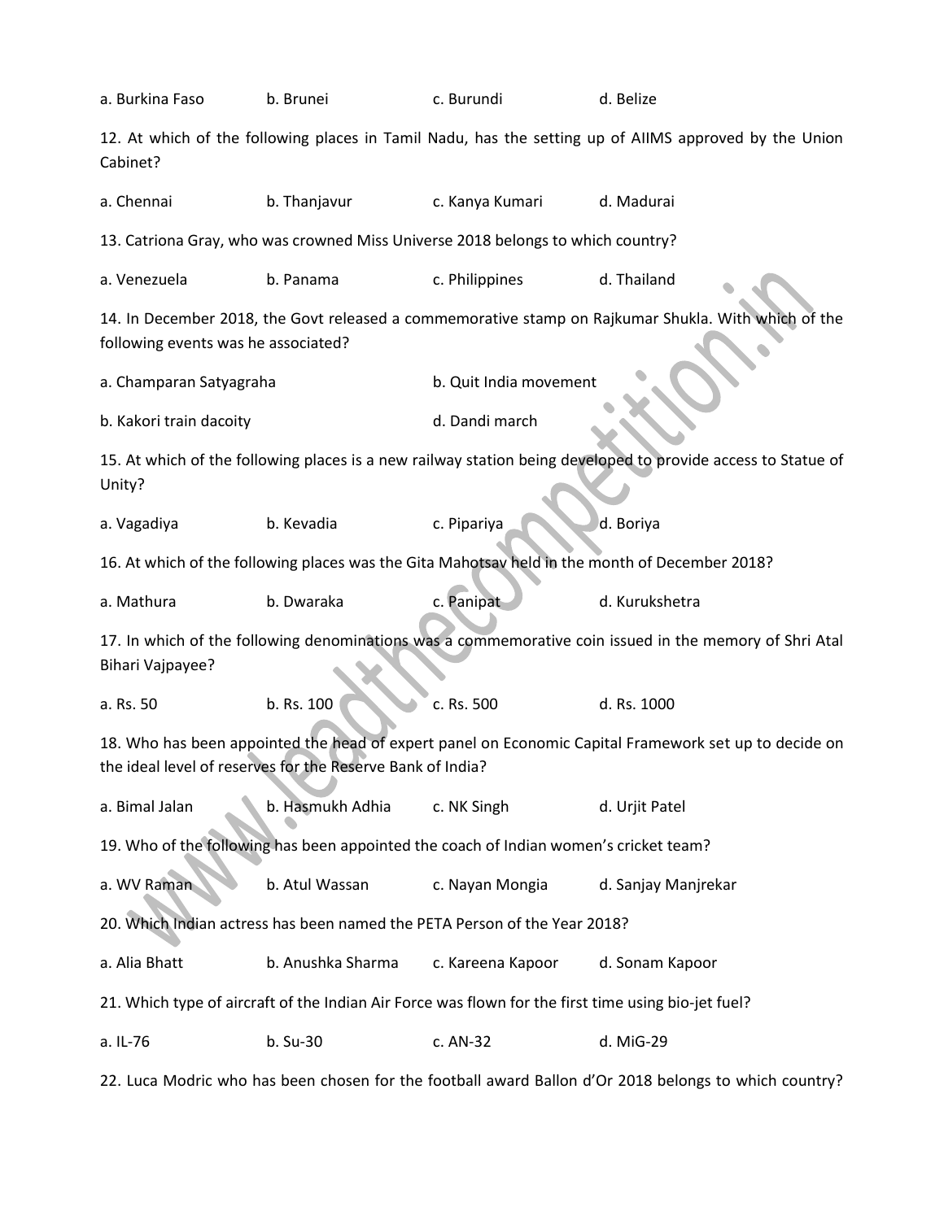a. Burkina Faso b. Brunei c. Burundi d. Belize

12. At which of the following places in Tamil Nadu, has the setting up of AIIMS approved by the Union Cabinet?

a. Chennai b. Thanjavur c. Kanya Kumari d. Madurai

13. Catriona Gray, who was crowned Miss Universe 2018 belongs to which country?

a. Venezuela b. Panama c. Philippines d. Thailand

14. In December 2018, the Govt released a commemorative stamp on Rajkumar Shukla. With which of the following events was he associated?

a. Champaran Satyagraha b. Quit India movement

b. Kakori train dacoity d. Dandi march

15. At which of the following places is a new railway station being developed to provide access to Statue of Unity?

a. Vagadiya b. Kevadia c. Pipariya d. Boriya

16. At which of the following places was the Gita Mahotsav held in the month of December 2018?

a. Mathura b. Dwaraka c. Panipat d. Kurukshetra

17. In which of the following denominations was a commemorative coin issued in the memory of Shri Atal Bihari Vajpayee?

a. Rs. 50 b. Rs. 100 c. Rs. 500 d. Rs. 1000

18. Who has been appointed the head of expert panel on Economic Capital Framework set up to decide on the ideal level of reserves for the Reserve Bank of India?

a. Bimal Jalan b. Hasmukh Adhia c. NK Singh d. Urjit Patel

19. Who of the following has been appointed the coach of Indian women's cricket team?

a. WV Raman b. Atul Wassan c. Nayan Mongia d. Sanjay Manjrekar

20. Which Indian actress has been named the PETA Person of the Year 2018?

a. Alia Bhatt b. Anushka Sharma c. Kareena Kapoor d. Sonam Kapoor

21. Which type of aircraft of the Indian Air Force was flown for the first time using bio-jet fuel?

a. IL-76 b. Su-30 c. AN-32 d. MiG-29

22. Luca Modric who has been chosen for the football award Ballon d'Or 2018 belongs to which country?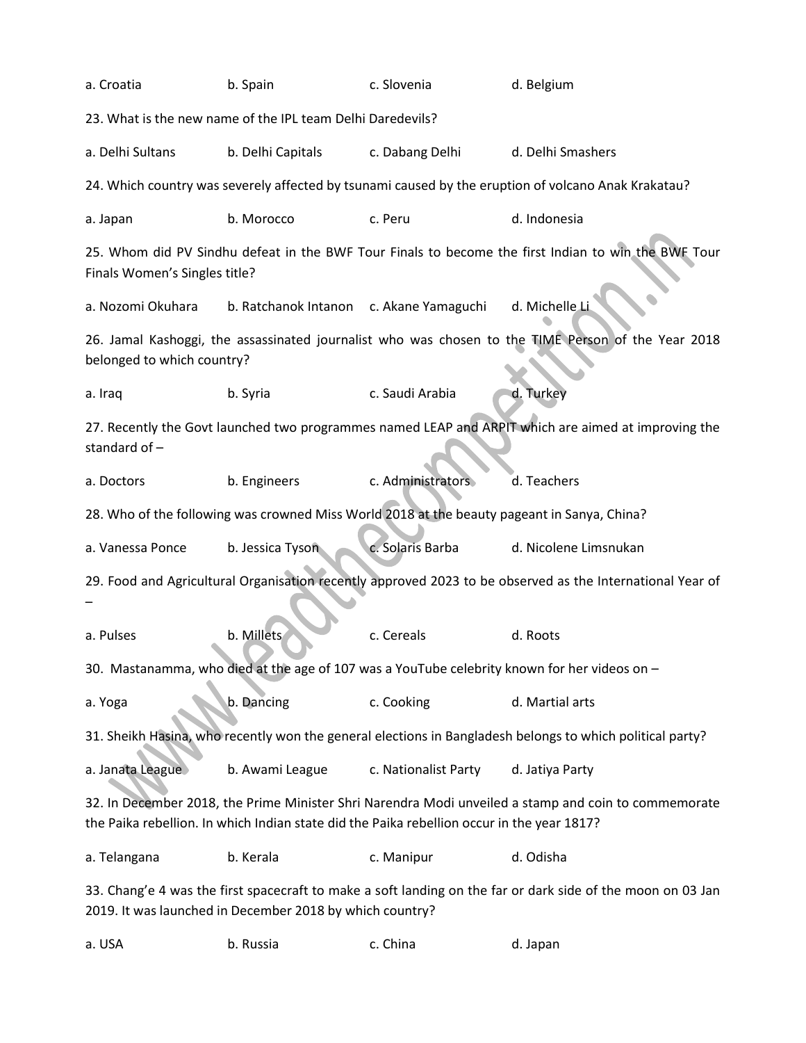a. Croatia b. Spain c. Slovenia d. Belgium

23. What is the new name of the IPL team Delhi Daredevils?

a. Delhi Sultans b. Delhi Capitals c. Dabang Delhi d. Delhi Smashers

24. Which country was severely affected by tsunami caused by the eruption of volcano Anak Krakatau?

a. Japan b. Morocco c. Peru d. Indonesia

25. Whom did PV Sindhu defeat in the BWF Tour Finals to become the first Indian to win the BWF Tour Finals Women's Singles title?

a. Nozomi Okuhara b. Ratchanok Intanon c. Akane Yamaguchi d. Michelle Li

26. Jamal Kashoggi, the assassinated journalist who was chosen to the TIME Person of the Year 2018 belonged to which country?

a. Iraq b. Syria c. Saudi Arabia d. Turkey

27. Recently the Govt launched two programmes named LEAP and ARPIT which are aimed at improving the standard of –

a. Doctors b. Engineers c. Administrators d. Teachers

28. Who of the following was crowned Miss World 2018 at the beauty pageant in Sanya, China?

a. Vanessa Ponce b. Jessica Tyson c. Solaris Barba d. Nicolene Limsnukan

29. Food and Agricultural Organisation recently approved 2023 to be observed as the International Year of –

a. Pulses b. Millets c. Cereals d. Roots

30. Mastanamma, who died at the age of 107 was a YouTube celebrity known for her videos on –

a. Yoga b. Dancing c. Cooking d. Martial arts

31. Sheikh Hasina, who recently won the general elections in Bangladesh belongs to which political party?

a. Janata League b. Awami League c. Nationalist Party d. Jatiya Party

32. In December 2018, the Prime Minister Shri Narendra Modi unveiled a stamp and coin to commemorate the Paika rebellion. In which Indian state did the Paika rebellion occur in the year 1817?

a. Telangana b. Kerala c. Manipur d. Odisha

33. Chang'e 4 was the first spacecraft to make a soft landing on the far or dark side of the moon on 03 Jan 2019. It was launched in December 2018 by which country?

a. USA b. Russia c. China d. Japan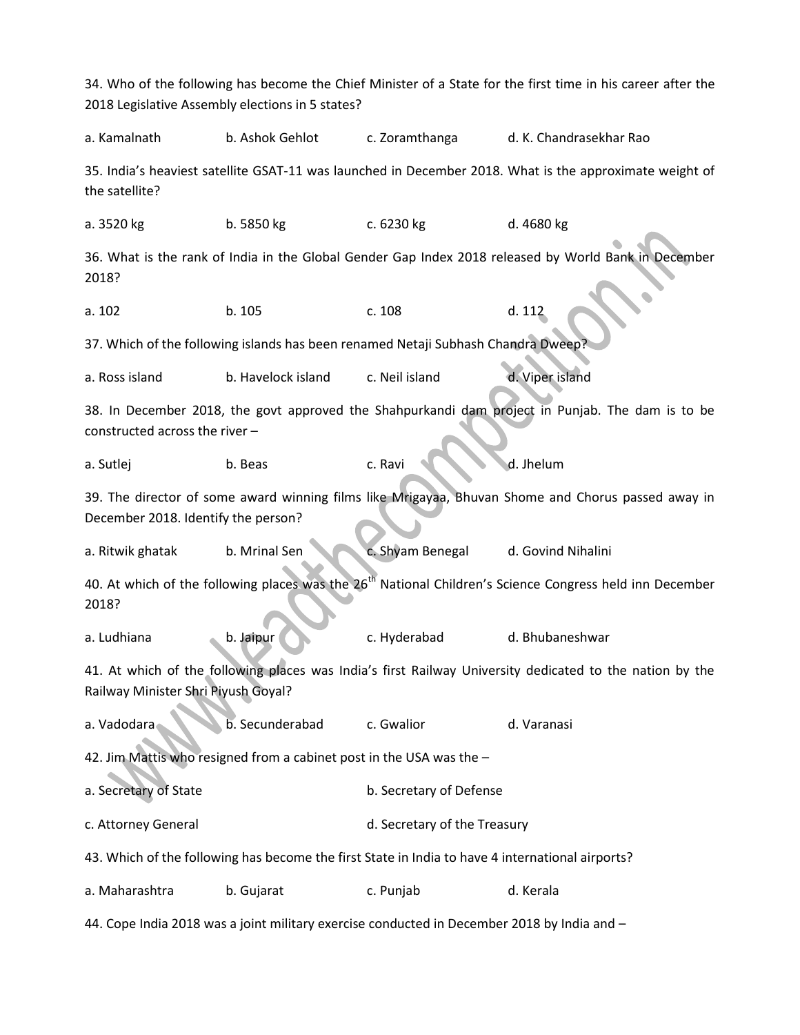34. Who of the following has become the Chief Minister of a State for the first time in his career after the 2018 Legislative Assembly elections in 5 states?

a. Kamalnath b. Ashok Gehlot c. Zoramthanga d. K. Chandrasekhar Rao

35. India's heaviest satellite GSAT-11 was launched in December 2018. What is the approximate weight of the satellite?

a. 3520 kg b. 5850 kg c. 6230 kg d. 4680 kg

36. What is the rank of India in the Global Gender Gap Index 2018 released by World Bank in December 2018?

a. 102 b. 105 c. 108 d. 112

37. Which of the following islands has been renamed Netaji Subhash Chandra Dweep?

a. Ross island b. Havelock island c. Neil island d. Viper island

38. In December 2018, the govt approved the Shahpurkandi dam project in Punjab. The dam is to be constructed across the river –

a. Sutlej b. Beas c. Ravi d. Jhelum

39. The director of some award winning films like Mrigayaa, Bhuvan Shome and Chorus passed away in December 2018. Identify the person?

a. Ritwik ghatak b. Mrinal Sen c. Shyam Benegal d. Govind Nihalini

40. At which of the following places was the 26th National Children's Science Congress held inn December 2018?

a. Ludhiana b. Jaipur c. Hyderabad d. Bhubaneshwar

41. At which of the following places was India's first Railway University dedicated to the nation by the Railway Minister Shri Piyush Goyal?

a. Vadodara b. Secunderabad c. Gwalior d. Varanasi

42. Jim Mattis who resigned from a cabinet post in the USA was the –

a. Secretary of State b. Secretary of Defense

c. Attorney General d. Secretary of the Treasury

43. Which of the following has become the first State in India to have 4 international airports?

a. Maharashtra b. Gujarat c. Punjab d. Kerala

44. Cope India 2018 was a joint military exercise conducted in December 2018 by India and –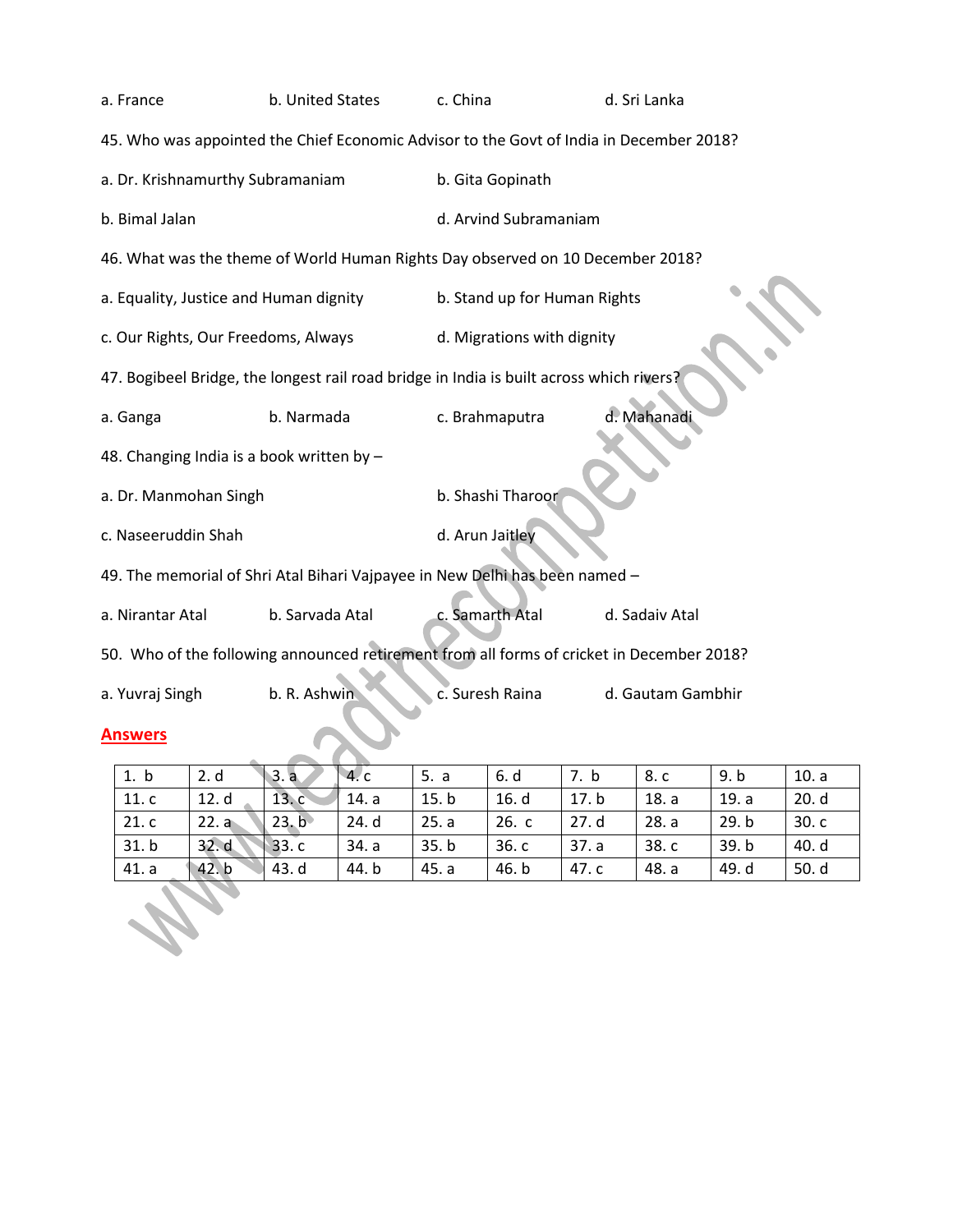a. France　　b. United States　　c. China　　d. Sri Lanka

45. Who was appointed the Chief Economic Advisor to the Govt of India in December 2018?

a. Dr. Krishnamurthy Subramaniam　　b. Gita Gopinath

b. Bimal Jalan　　d. Arvind Subramaniam

46. What was the theme of World Human Rights Day observed on 10 December 2018?

a. Equality, Justice and Human dignity　　b. Stand up for Human Rights

c. Our Rights, Our Freedoms, Always　　d. Migrations with dignity

47. Bogibeel Bridge, the longest rail road bridge in India is built across which rivers?

a. Ganga　　b. Narmada　　c. Brahmaputra　　d. Mahanadi

48. Changing India is a book written by –

a. Dr. Manmohan Singh　　b. Shashi Tharoor

c. Naseeruddin Shah　　d. Arun Jaitley

49. The memorial of Shri Atal Bihari Vajpayee in New Delhi has been named –

a. Nirantar Atal　　b. Sarvada Atal　　c. Samarth Atal　　d. Sadaiv Atal

50. Who of the following announced retirement from all forms of cricket in December 2018?

a. Yuvraj Singh　　b. R. Ashwin　　c. Suresh Raina　　d. Gautam Gambhir

**Answers**

| | | | | | | | | | |
|---|---|---|---|---|---|---|---|---|---|
| 1. b | 2. d | 3. a | 4. c | 5. a | 6. d | 7. b | 8. c | 9. b | 10. a |
| 11. c | 12. d | 13. c | 14. a | 15. b | 16. d | 17. b | 18. a | 19. a | 20. d |
| 21. c | 22. a | 23. b | 24. d | 25. a | 26. c | 27. d | 28. a | 29. b | 30. c |
| 31. b | 32. d | 33. c | 34. a | 35. b | 36. c | 37. a | 38. c | 39. b | 40. d |
| 41. a | 42. b | 43. d | 44. b | 45. a | 46. b | 47. c | 48. a | 49. d | 50. d |